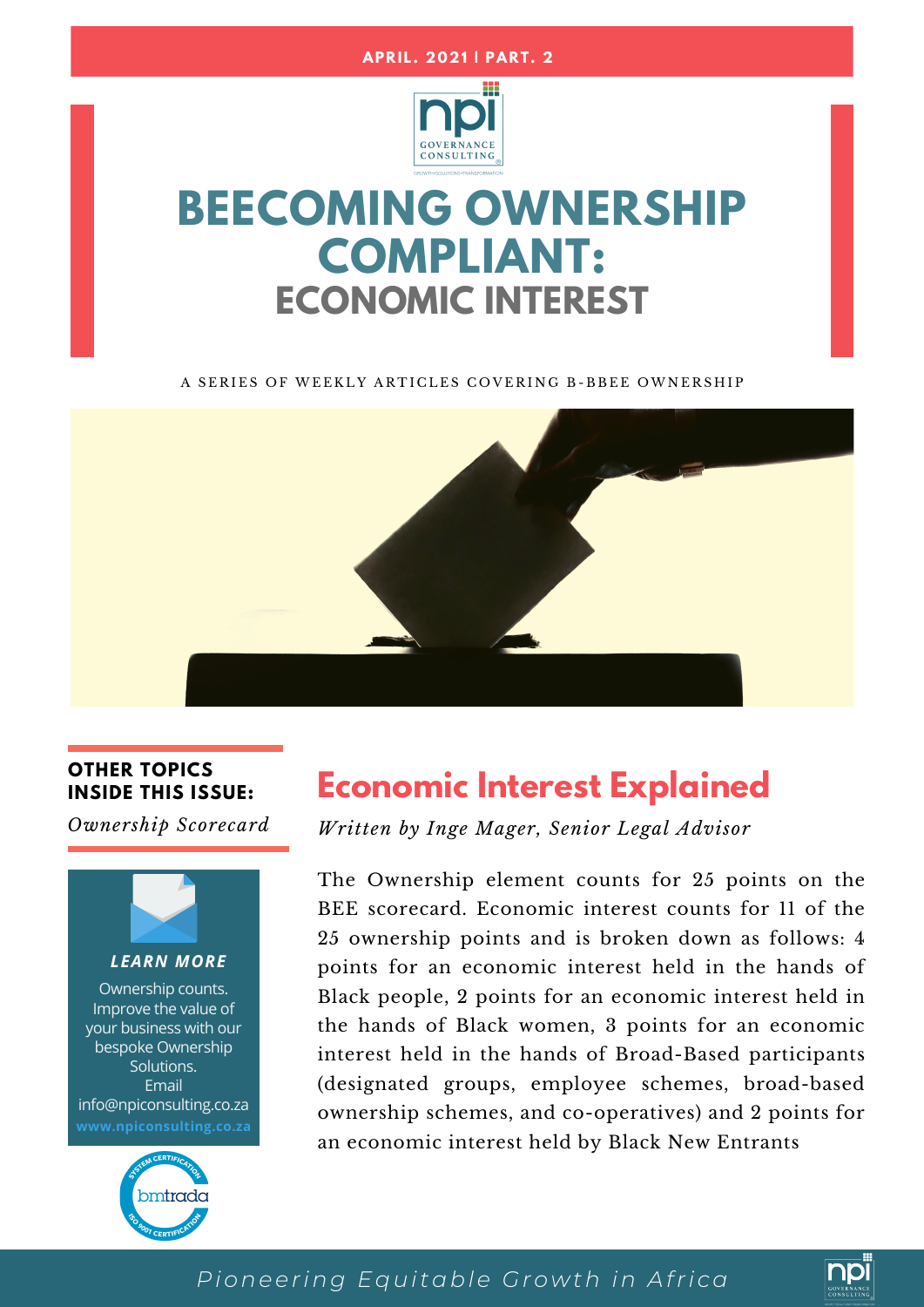**APRIL. 2021 | PART. 2**

# BEECOMING OWNERSHIP COMPLIANT:
## ECONOMIC INTEREST

A SERIES OF WEEKLY ARTICLES COVERING B-BBEE OWNERSHIP

**OTHER TOPICS INSIDE THIS ISSUE:**

*Ownership Scorecard*

***LEARN MORE***

Ownership counts. Improve the value of your business with our bespoke Ownership Solutions.
Email
info@npiconsulting.co.za
**www.npiconsulting.co.za**

## Economic Interest Explained

*Written by Inge Mager, Senior Legal Advisor*

The Ownership element counts for 25 points on the BEE scorecard. Economic interest counts for 11 of the 25 ownership points and is broken down as follows: 4 points for an economic interest held in the hands of Black people, 2 points for an economic interest held in the hands of Black women, 3 points for an economic interest held in the hands of Broad-Based participants (designated groups, employee schemes, broad-based ownership schemes, and co-operatives) and 2 points for an economic interest held by Black New Entrants

*Pioneering Equitable Growth in Africa*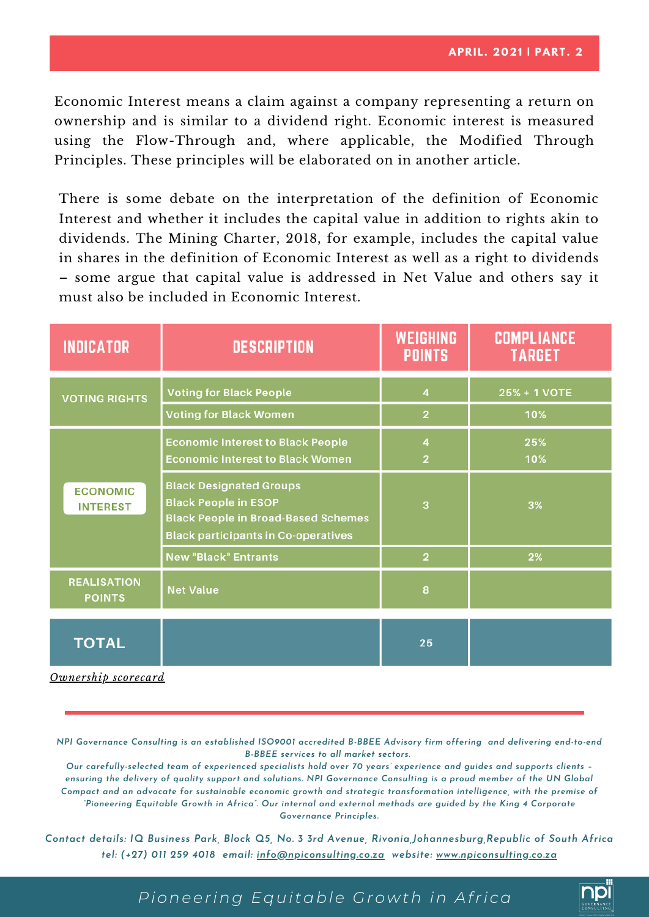Economic Interest means a claim against a company representing a return on ownership and is similar to a dividend right. Economic interest is measured using the Flow-Through and, where applicable, the Modified Through Principles. These principles will be elaborated on in another article.

There is some debate on the interpretation of the definition of Economic Interest and whether it includes the capital value in addition to rights akin to dividends. The Mining Charter, 2018, for example, includes the capital value in shares in the definition of Economic Interest as well as a right to dividends – some argue that capital value is addressed in Net Value and others say it must also be included in Economic Interest.

| INDICATOR | DESCRIPTION | WEIGHING POINTS | COMPLIANCE TARGET |
|---|---|---|---|
| VOTING RIGHTS | Voting for Black People | 4 | 25% + 1 VOTE |
| | Voting for Black Women | 2 | 10% |
| ECONOMIC INTEREST | Economic Interest to Black People | 4 | 25% |
| | Economic Interest to Black Women | 2 | 10% |
| | Black Designated Groups<br>Black People in ESOP<br>Black People in Broad-Based Schemes<br>Black participants in Co-operatives | 3 | 3% |
| | New "Black" Entrants | 2 | 2% |
| REALISATION POINTS | Net Value | 8 | |
| **TOTAL** | | 25 | |

*Ownership scorecard*

*NPI Governance Consulting is an established ISO9001 accredited B-BBEE Advisory firm offering and delivering end-to-end B-BBEE services to all market sectors.*
*Our carefully-selected team of experienced specialists hold over 70 years' experience and guides and supports clients – ensuring the delivery of quality support and solutions. NPI Governance Consulting is a proud member of the UN Global Compact and an advocate for sustainable economic growth and strategic transformation intelligence, with the premise of "Pioneering Equitable Growth in Africa". Our internal and external methods are guided by the King 4 Corporate Governance Principles.*

*Contact details: IQ Business Park, Block Q5, No. 3 3rd Avenue, Rivonia,Johannesburg,Republic of South Africa*
*tel: (+27) 011 259 4018 email: info@npiconsulting.co.za website: www.npiconsulting.co.za*

*Pioneering Equitable Growth in Africa*